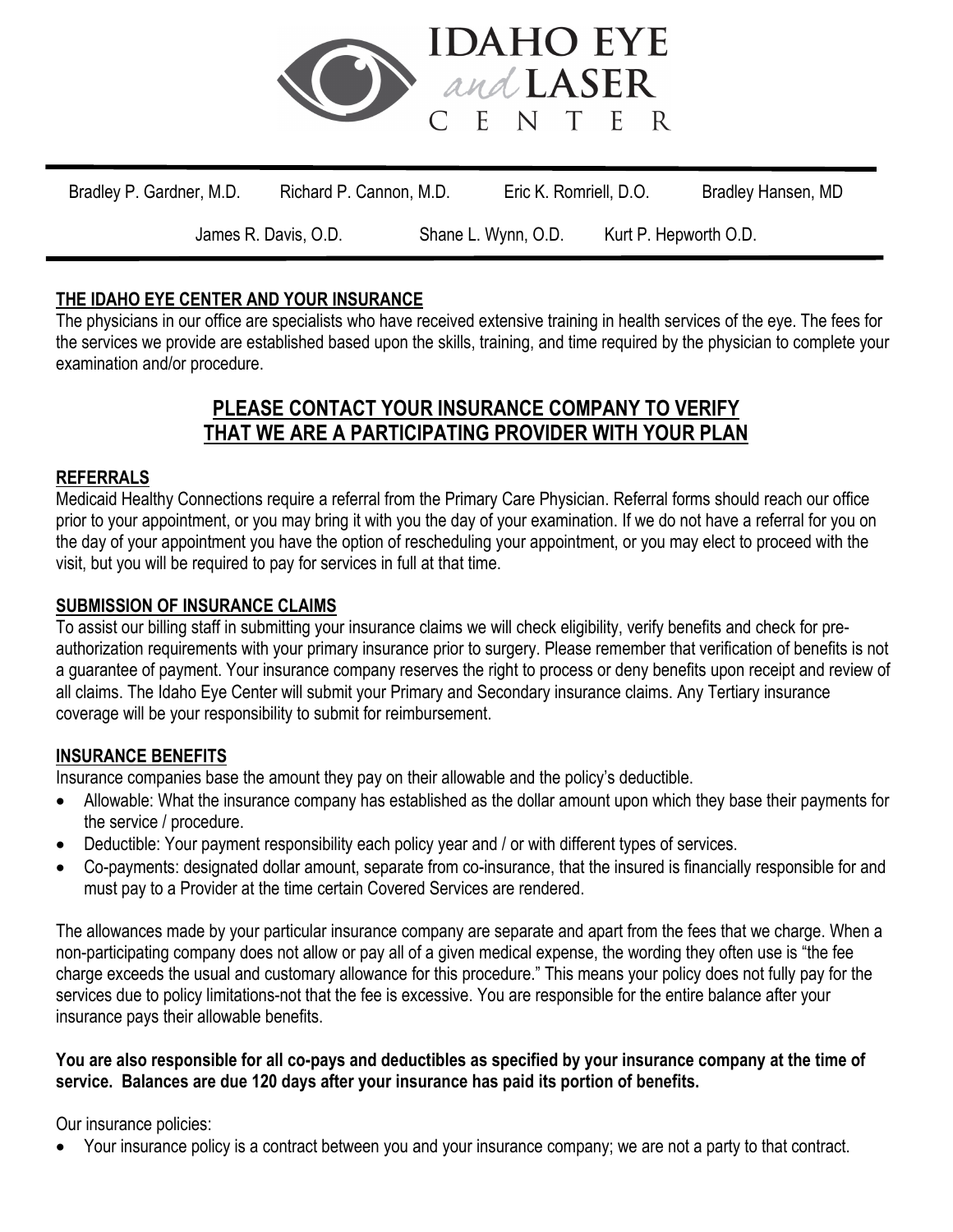# IDAHO EYE *and* LASER CENTER

Bradley P. Gardner, M.D. Richard P. Cannon, M.D. Eric K. Romriell, D.O. Bradley Hansen, MD

James R. Davis, O.D. Shane L. Wynn, O.D. Kurt P. Hepworth O.D.

## THE IDAHO EYE CENTER AND YOUR INSURANCE

The physicians in our office are specialists who have received extensive training in health services of the eye. The fees for the services we provide are established based upon the skills, training, and time required by the physician to complete your examination and/or procedure.

## PLEASE CONTACT YOUR INSURANCE COMPANY TO VERIFY THAT WE ARE A PARTICIPATING PROVIDER WITH YOUR PLAN

## REFERRALS

Medicaid Healthy Connections require a referral from the Primary Care Physician. Referral forms should reach our office prior to your appointment, or you may bring it with you the day of your examination. If we do not have a referral for you on the day of your appointment you have the option of rescheduling your appointment, or you may elect to proceed with the visit, but you will be required to pay for services in full at that time.

## SUBMISSION OF INSURANCE CLAIMS

To assist our billing staff in submitting your insurance claims we will check eligibility, verify benefits and check for pre-authorization requirements with your primary insurance prior to surgery. Please remember that verification of benefits is not a guarantee of payment. Your insurance company reserves the right to process or deny benefits upon receipt and review of all claims. The Idaho Eye Center will submit your Primary and Secondary insurance claims. Any Tertiary insurance coverage will be your responsibility to submit for reimbursement.

## INSURANCE BENEFITS

Insurance companies base the amount they pay on their allowable and the policy's deductible.

- Allowable: What the insurance company has established as the dollar amount upon which they base their payments for the service / procedure.
- Deductible: Your payment responsibility each policy year and / or with different types of services.
- Co-payments: designated dollar amount, separate from co-insurance, that the insured is financially responsible for and must pay to a Provider at the time certain Covered Services are rendered.

The allowances made by your particular insurance company are separate and apart from the fees that we charge. When a non-participating company does not allow or pay all of a given medical expense, the wording they often use is "the fee charge exceeds the usual and customary allowance for this procedure." This means your policy does not fully pay for the services due to policy limitations-not that the fee is excessive. You are responsible for the entire balance after your insurance pays their allowable benefits.

**You are also responsible for all co-pays and deductibles as specified by your insurance company at the time of service. Balances are due 120 days after your insurance has paid its portion of benefits.**

Our insurance policies:

- Your insurance policy is a contract between you and your insurance company; we are not a party to that contract.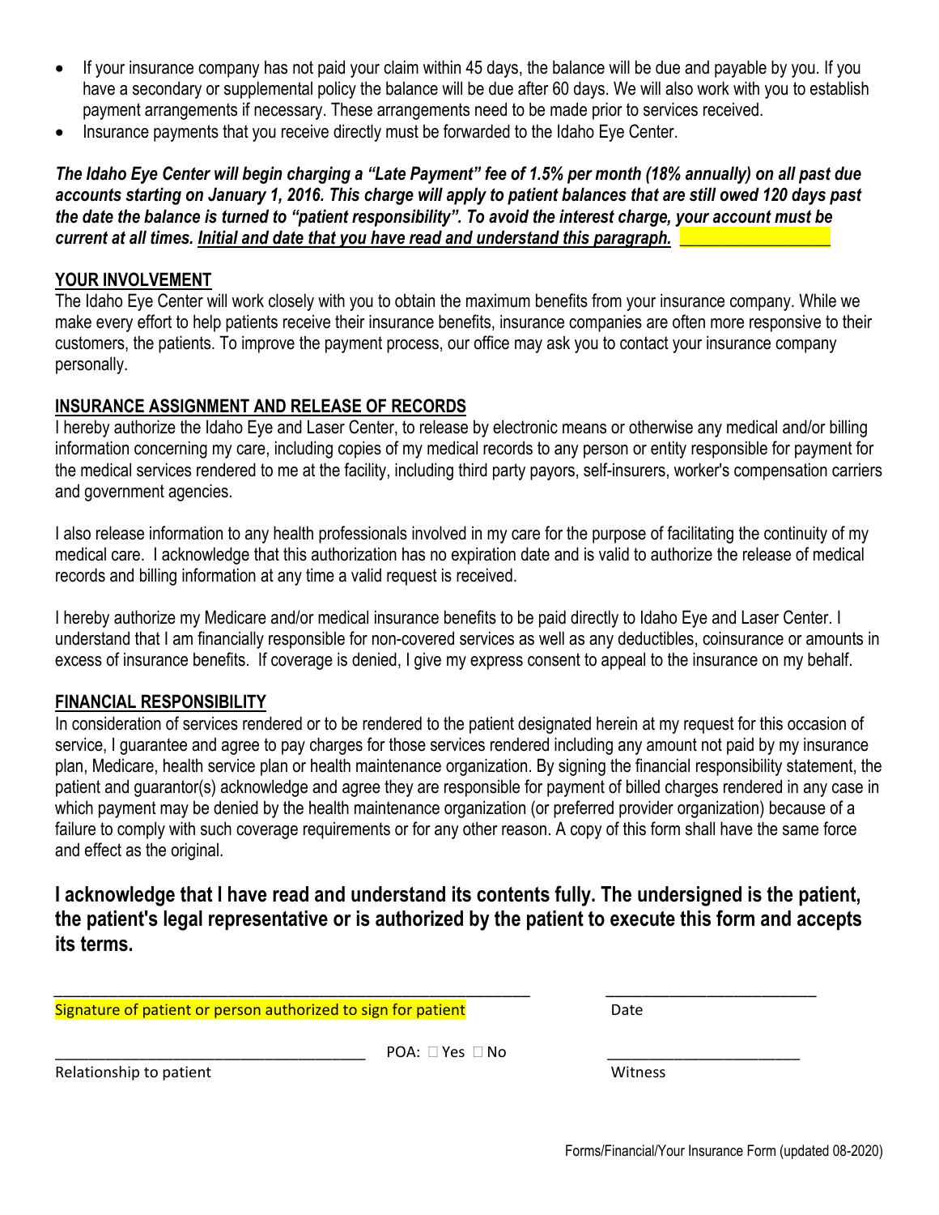- If your insurance company has not paid your claim within 45 days, the balance will be due and payable by you. If you have a secondary or supplemental policy the balance will be due after 60 days. We will also work with you to establish payment arrangements if necessary. These arrangements need to be made prior to services received.
- Insurance payments that you receive directly must be forwarded to the Idaho Eye Center.

***The Idaho Eye Center will begin charging a "Late Payment" fee of 1.5% per month (18% annually) on all past due accounts starting on January 1, 2016. This charge will apply to patient balances that are still owed 120 days past the date the balance is turned to "patient responsibility". To avoid the interest charge, your account must be current at all times. Initial and date that you have read and understand this paragraph.*** \_\_\_\_\_\_\_\_\_\_\_\_\_\_\_\_\_\_

**YOUR INVOLVEMENT**

The Idaho Eye Center will work closely with you to obtain the maximum benefits from your insurance company. While we make every effort to help patients receive their insurance benefits, insurance companies are often more responsive to their customers, the patients. To improve the payment process, our office may ask you to contact your insurance company personally.

**INSURANCE ASSIGNMENT AND RELEASE OF RECORDS**

I hereby authorize the Idaho Eye and Laser Center, to release by electronic means or otherwise any medical and/or billing information concerning my care, including copies of my medical records to any person or entity responsible for payment for the medical services rendered to me at the facility, including third party payors, self-insurers, worker's compensation carriers and government agencies.

I also release information to any health professionals involved in my care for the purpose of facilitating the continuity of my medical care. I acknowledge that this authorization has no expiration date and is valid to authorize the release of medical records and billing information at any time a valid request is received.

I hereby authorize my Medicare and/or medical insurance benefits to be paid directly to Idaho Eye and Laser Center. I understand that I am financially responsible for non-covered services as well as any deductibles, coinsurance or amounts in excess of insurance benefits. If coverage is denied, I give my express consent to appeal to the insurance on my behalf.

**FINANCIAL RESPONSIBILITY**

In consideration of services rendered or to be rendered to the patient designated herein at my request for this occasion of service, I guarantee and agree to pay charges for those services rendered including any amount not paid by my insurance plan, Medicare, health service plan or health maintenance organization. By signing the financial responsibility statement, the patient and guarantor(s) acknowledge and agree they are responsible for payment of billed charges rendered in any case in which payment may be denied by the health maintenance organization (or preferred provider organization) because of a failure to comply with such coverage requirements or for any other reason. A copy of this form shall have the same force and effect as the original.

**I acknowledge that I have read and understand its contents fully. The undersigned is the patient, the patient's legal representative or is authorized by the patient to execute this form and accepts its terms.**

\_\_\_\_\_\_\_\_\_\_\_\_\_\_\_\_\_\_\_\_\_\_\_\_\_\_\_\_\_\_\_\_\_\_\_\_\_\_\_\_\_\_ \_\_\_\_\_\_\_\_\_\_\_\_\_\_\_\_\_\_\_\_\_\_\_\_

Signature of patient or person authorized to sign for patient Date

\_\_\_\_\_\_\_\_\_\_\_\_\_\_\_\_\_\_\_\_\_\_\_\_\_\_\_\_\_\_\_\_\_\_\_\_ POA: ☐ Yes ☐ No \_\_\_\_\_\_\_\_\_\_\_\_\_\_\_\_\_\_\_\_\_\_\_\_

Relationship to patient Witness

Forms/Financial/Your Insurance Form (updated 08-2020)